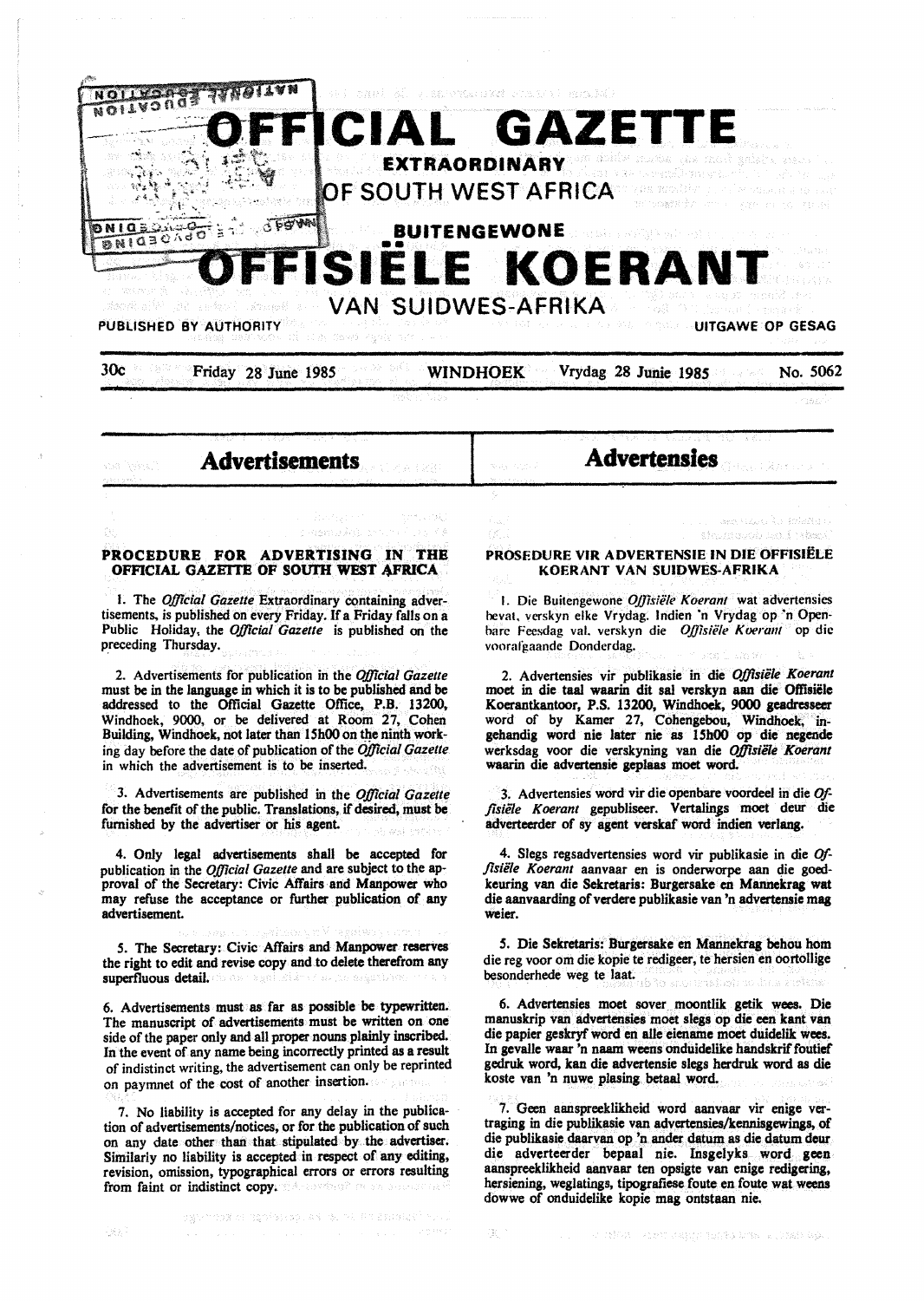# OFFICIAL GAZETTE

## EXTRAORDINARY

## OF SOUTH WEST AFRICA

## BUITENGEWONE

# OFFISIËLE KOERANT

## VAN SUIDWES-AFRIKA

PUBLISHED BY AUTHORITY — UITGAWE OP GESAG

30c — Friday 28 June 1985 — WINDHOEK — Vrydag 28 Junie 1985 — No. 5062

## Advertisements

### PROCEDURE FOR ADVERTISING IN THE OFFICIAL GAZETTE OF SOUTH WEST AFRICA

1. The *Official Gazette* Extraordinary containing advertisements, is published on every Friday. If a Friday falls on a Public Holiday, the *Official Gazette* is published on the preceding Thursday.

2. Advertisements for publication in the *Official Gazette* must be in the language in which it is to be published and be addressed to the Official Gazette Office, P.B. 13200, Windhoek, 9000, or be delivered at Room 27, Cohen Building, Windhoek, not later than 15h00 on the ninth working day before the date of publication of the *Official Gazette* in which the advertisement is to be inserted.

3. Advertisements are published in the *Official Gazette* for the benefit of the public. Translations, if desired, must be furnished by the advertiser or his agent.

4. Only legal advertisements shall be accepted for publication in the *Official Gazette* and are subject to the approval of the Secretary: Civic Affairs and Manpower who may refuse the acceptance or further publication of any advertisement.

5. The Secretary: Civic Affairs and Manpower reserves the right to edit and revise copy and to delete therefrom any superfluous detail.

6. Advertisements must as far as possible be typewritten. The manuscript of advertisements must be written on one side of the paper only and all proper nouns plainly inscribed. In the event of any name being incorrectly printed as a result of indistinct writing, the advertisement can only be reprinted on paymnet of the cost of another insertion.

7. No liability is accepted for any delay in the publication of advertisements/notices, or for the publication of such on any date other than that stipulated by the advertiser. Similarly no liability is accepted in respect of any editing, revision, omission, typographical errors or errors resulting from faint or indistinct copy.

## Advertensies

### PROSEDURE VIR ADVERTENSIE IN DIE OFFISIËLE KOERANT VAN SUIDWES-AFRIKA

1. Die Buitengewone *Offisiële Koerant* wat advertensies bevat, verskyn elke Vrydag. Indien 'n Vrydag op 'n Openbare Feesdag val, verskyn die *Offisiële Koerant* op die voorafgaande Donderdag.

2. Advertensies vir publikasie in die *Offisiële Koerant* moet in die taal waarin dit sal verskyn aan die Offisiële Koerantkantoor, P.S. 13200, Windhoek, 9000 geadresseer word of by Kamer 27, Cohengebou, Windhoek, ingehandig word nie later nie as 15h00 op die negende werksdag voor die verskyning van die *Offisiële Koerant* waarin die advertensie geplaas moet word.

3. Advertensies word vir die openbare voordeel in die *Offisiële Koerant* gepubliseer. Vertalings moet deur die adverteerder of sy agent verskaf word indien verlang.

4. Slegs regsadvertensies word vir publikasie in die *Offisiële Koerant* aanvaar en is onderworpe aan die goedkeuring van die Sekretaris: Burgersake en Mannekrag wat die aanvaarding of verdere publikasie van 'n advertensie mag weier.

5. Die Sekretaris: Burgersake en Mannekrag behou hom die reg voor om die kopie te redigeer, te hersien en oortollige besonderhede weg te laat.

6. Advertensies moet sover moontlik getik wees. Die manuskrip van advertensies moet slegs op die een kant van die papier geskryf word en alle eiename moet duidelik wees. In gevalle waar 'n naam weens onduidelike handskrif foutief gedruk word, kan die advertensie slegs herdruk word as die koste van 'n nuwe plasing betaal word.

7. Geen aanspreeklikheid word aanvaar vir enige vertraging in die publikasie van advertensies/kennisgewings, of die publikasie daarvan op 'n ander datum as die datum deur die adverteerder bepaal nie. Insgelyks word geen aanspreeklikheid aanvaar ten opsigte van enige redigering, hersiening, weglatings, tipografiese foute en foute wat weens dowwe of onduidelike kopie mag ontstaan nie.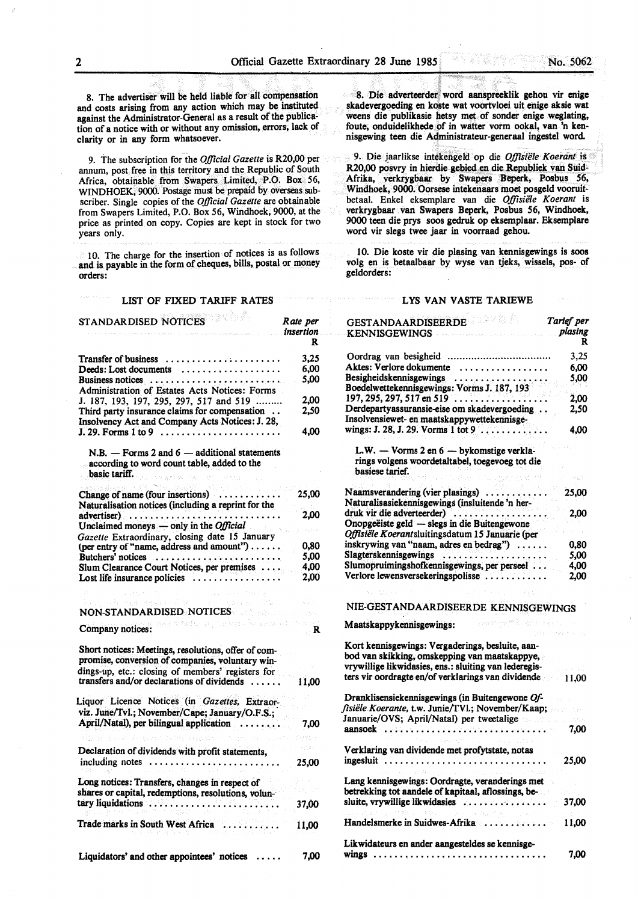8. The advertiser will be held liable for all compensation and costs arising from any action which may be instituted against the Administrator-General as a result of the publication of a notice with or without any omission, errors, lack of clarity or in any form whatsoever.

9. The subscription for the *Official Gazette* is R20,00 per annum, post free in this territory and the Republic of South Africa, obtainable from Swapers Limited, P.O. Box 56, WINDHOEK, 9000. Postage must be prepaid by overseas subscriber. Single copies of the *Official Gazette* are obtainable from Swapers Limited, P.O. Box 56, Windhoek, 9000, at the price as printed on copy. Copies are kept in stock for two years only.

10. The charge for the insertion of notices is as follows and is payable in the form of cheques, bills, postal or money orders:

## LIST OF FIXED TARIFF RATES

| STANDARDISED NOTICES | Rate per insertion R |
|---|---|
| Transfer of business | 3,25 |
| Deeds: Lost documents | 6,00 |
| Business notices | 5,00 |
| Administration of Estates Acts Notices: Forms J. 187, 193, 197, 295, 297, 517 and 519 | 2,00 |
| Third party insurance claims for compensation | 2,50 |
| Insolvency Act and Company Acts Notices: J. 28, J. 29. Forms 1 to 9 | 4,00 |
| N.B. — Forms 2 and 6 — additional statements according to word count table, added to the basic tariff. | |
| Change of name (four insertions) | 25,00 |
| Naturalisation notices (including a reprint for the advertiser) | 2,00 |
| Unclaimed moneys — only in the *Official Gazette* Extraordinary, closing date 15 January (per entry of "name, address and amount") | 0,80 |
| Butchers' notices | 5,00 |
| Slum Clearance Court Notices, per premises | 4,00 |
| Lost life insurance policies | 2,00 |

| NON-STANDARDISED NOTICES | |
|---|---|
| Company notices: | R |
| Short notices: Meetings, resolutions, offer of compromise, conversion of companies, voluntary windings-up, etc.: closing of members' registers for transfers and/or declarations of dividends | 11,00 |
| Liquor Licence Notices (in *Gazettes*, Extraor-viz. June/Tvl.; November/Cape; January/O.F.S.; April/Natal), per bilingual application | 7,00 |
| Declaration of dividends with profit statements, including notes | 25,00 |
| Long notices: Transfers, changes in respect of shares or capital, redemptions, resolutions, voluntary liquidations | 37,00 |
| Trade marks in South West Africa | 11,00 |
| Liquidators' and other appointees' notices | 7,00 |

8. Die adverteerder word aanspreeklik gehou vir enige skadevergoeding en koste wat voortvloei uit enige aksie wat weens die publikasie hetsy met of sonder enige weglating, foute, onduidelikhede of in watter vorm ookal, van 'n kennisgewing teen die Administrateur-generaal ingestel word.

9. Die jaarlikse intekengeld op die *Offisiële Koerant* is R20,00 posvry in hierdie gebied en die Republiek van Suid-Afrika, verkrygbaar by Swapers Beperk, Posbus 56, Windhoek, 9000. Oorsese intekenaars moet posgeld vooruitbetaal. Enkel eksemplare van die *Offisiële Koerant* is verkrygbaar van Swapers Beperk, Posbus 56, Windhoek, 9000 teen die prys soos gedruk op eksemplaar. Eksemplare word vir slegs twee jaar in voorraad gehou.

10. Die koste vir die plasing van kennisgewings is soos volg en is betaalbaar by wyse van tjeks, wissels, pos- of geldorders:

## LYS VAN VASTE TARIEWE

| GESTANDAARDISEERDE KENNISGEWINGS | Tarief per plasing R |
|---|---|
| Oordrag van besigheid | 3,25 |
| Aktes: Verlore dokumente | 6,00 |
| Besigheidskennisgewings | 5,00 |
| Boedelwettekennisgewings: Vorms J. 187, 193 197, 295, 297, 517 en 519 | 2,00 |
| Derdepartyassuransie-eise om skadevergoeding | 2,50 |
| Insolvensiewet- en maatskappywettekennisgewings: J. 28, J. 29. Vorms 1 tot 9 | 4,00 |
| L.W. — Vorms 2 en 6 — bykomstige verklarings volgens woordetaltabel, toegevoeg tot die basiese tarief. | |
| Naamsverandering (vier plasings) | 25,00 |
| Naturalisasiekennisgewings (insluitende 'n herdruk vir die adverteerder) | 2,00 |
| Onopgeëiste geld — slegs in die Buitengewone *Offisiële Koerant* sluitingsdatum 15 Januarie (per inskrywing van "naam, adres en bedrag") | 0,80 |
| Slagterskennisgewings | 5,00 |
| Slumopruimingshofkennisgewings, per perseel | 4,00 |
| Verlore lewensversekeringspolisse | 2,00 |

| NIE-GESTANDAARDISEERDE KENNISGEWINGS | |
|---|---|
| Maatskappykennisgewings: | |
| Kort kennisgewings: Vergaderings, besluite, aanbod van skikking, omskepping van maatskappye, vrywillige likwidasies, ens.: sluiting van lederegisters vir oordragte en/of verklarings van dividende | 11,00 |
| Dranklisensiekennisgewings (in Buitengewone *Offisiële Koerante*, t.w. Junie/TVl.; November/Kaap; Januarie/OVS; April/Natal) per tweetalige aansoek | 7,00 |
| Verklaring van dividende met profytstate, notas ingesluit | 25,00 |
| Lang kennisgewings: Oordragte, veranderings met betrekking tot aandele of kapitaal, aflossings, besluite, vrywillige likwidasies | 37,00 |
| Handelsmerke in Suidwes-Afrika | 11,00 |
| Likwidateurs en ander aangesteldes se kennisgewings | 7,00 |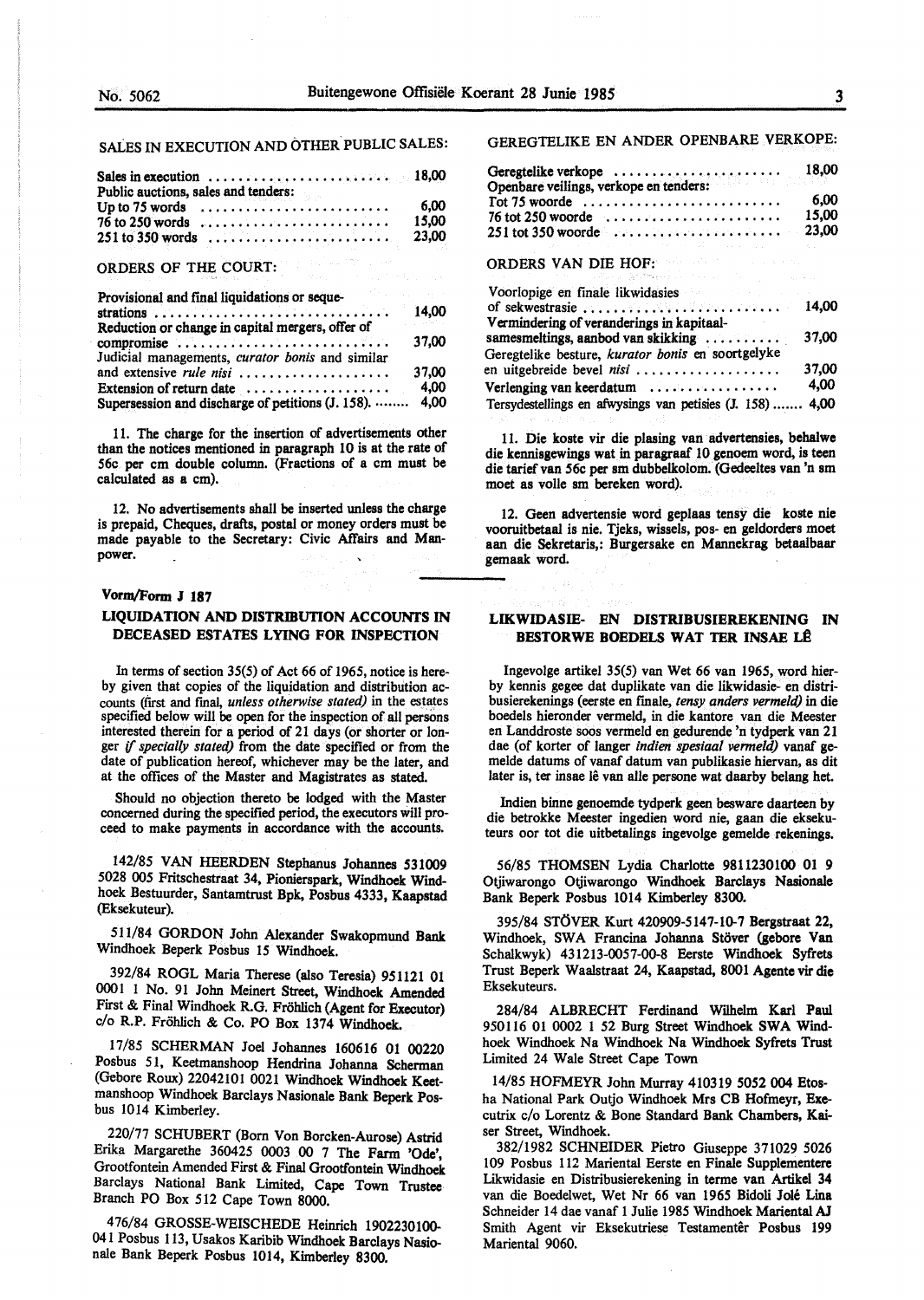SALES IN EXECUTION AND OTHER PUBLIC SALES:

| | |
|---|---|
| Sales in execution | 18,00 |
| Public auctions, sales and tenders: | |
| Up to 75 words | 6,00 |
| 76 to 250 words | 15,00 |
| 251 to 350 words | 23,00 |

ORDERS OF THE COURT:

| | |
|---|---|
| Provisional and final liquidations or sequestrations | 14,00 |
| Reduction or change in capital mergers, offer of compromise | 37,00 |
| Judicial managements, *curator bonis* and similar and extensive *rule nisi* | 37,00 |
| Extension of return date | 4,00 |
| Supersession and discharge of petitions (J. 158). | 4,00 |

11. The charge for the insertion of advertisements other than the notices mentioned in paragraph 10 is at the rate of 56c per cm double column. (Fractions of a cm must be calculated as a cm).

12. No advertisements shall be inserted unless the charge is prepaid, Cheques, drafts, postal or money orders must be made payable to the Secretary: Civic Affairs and Manpower.

GEREGTELIKE EN ANDER OPENBARE VERKOPE:

| | |
|---|---|
| Geregtelike verkope | 18,00 |
| Openbare veilings, verkope en tenders: | |
| Tot 75 woorde | 6,00 |
| 76 tot 250 woorde | 15,00 |
| 251 tot 350 woorde | 23,00 |

ORDERS VAN DIE HOF:

| | |
|---|---|
| Voorlopige en finale likwidasies of sekwestrasie | 14,00 |
| Vermindering of veranderings in kapitaalsamesmeltings, aanbod van skikking | 37,00 |
| Geregtelike besture, *kurator bonis* en soortgelyke en uitgebreide bevel *nisi* | 37,00 |
| Verlenging van keerdatum | 4,00 |
| Tersydestellings en afwysings van petisies (J. 158) | 4,00 |

11. Die koste vir die plasing van advertensies, behalwe die kennisgewings wat in paragraaf 10 genoem word, is teen die tarief van 56c per sm dubbelkolom. (Gedeeltes van 'n sm moet as volle sm bereken word).

12. Geen advertensie word geplaas tensy die koste nie vooruitbetaal is nie. Tjeks, wissels, pos- en geldorders moet aan die Sekretaris,: Burgersake en Mannekrag betaalbaar gemaak word.

**Vorm/Form J 187**

## LIQUIDATION AND DISTRIBUTION ACCOUNTS IN DECEASED ESTATES LYING FOR INSPECTION

In terms of section 35(5) of Act 66 of 1965, notice is hereby given that copies of the liquidation and distribution accounts (first and final, *unless otherwise stated)* in the estates specified below will be open for the inspection of all persons interested therein for a period of 21 days (or shorter or longer *if specially stated)* from the date specified or from the date of publication hereof, whichever may be the later, and at the offices of the Master and Magistrates as stated.

Should no objection thereto be lodged with the Master concerned during the specified period, the executors will proceed to make payments in accordance with the accounts.

142/85 VAN HEERDEN Stephanus Johannes 531009 5028 005 Fritschestraat 34, Pionierspark, Windhoek Windhoek Bestuurder, Santamtrust Bpk, Posbus 4333, Kaapstad (Eksekuteur).

511/84 GORDON John Alexander Swakopmund Bank Windhoek Beperk Posbus 15 Windhoek.

392/84 ROGL Maria Therese (also Teresia) 951121 01 0001 1 No. 91 John Meinert Street, Windhoek Amended First & Final Windhoek R.G. Fröhlich (Agent for Executor) c/o R.P. Fröhlich & Co. PO Box 1374 Windhoek.

17/85 SCHERMAN Joel Johannes 160616 01 00220 Posbus 51, Keetmanshoop Hendrina Johanna Scherman (Gebore Roux) 22042101 0021 Windhoek Windhoek Keetmanshoop Windhoek Barclays Nasionale Bank Beperk Posbus 1014 Kimberley.

220/77 SCHUBERT (Born Von Borcken-Aurose) Astrid Erika Margarethe 360425 0003 00 7 The Farm 'Ode', Grootfontein Amended First & Final Grootfontein Windhoek Barclays National Bank Limited, Cape Town Trustee Branch PO Box 512 Cape Town 8000.

476/84 GROSSE-WEISCHEDE Heinrich 1902230100-041 Posbus 113, Usakos Karibib Windhoek Barclays Nasionale Bank Beperk Posbus 1014, Kimberley 8300.

## LIKWIDASIE- EN DISTRIBUSIEREKENING IN BESTORWE BOEDELS WAT TER INSAE LÊ

Ingevolge artikel 35(5) van Wet 66 van 1965, word hierby kennis gegee dat duplikate van die likwidasie- en distribusierekenings (eerste en finale, *tensy anders vermeld)* in die boedels hieronder vermeld, in die kantore van die Meester en Landdroste soos vermeld en gedurende 'n tydperk van 21 dae (of korter of langer *indien spesiaal vermeld)* vanaf gemelde datums of vanaf datum van publikasie hiervan, as dit later is, ter insae lê van alle persone wat daarby belang het.

Indien binne genoemde tydperk geen besware daarteen by die betrokke Meester ingedien word nie, gaan die eksekuteurs oor tot die uitbetalings ingevolge gemelde rekenings.

56/85 THOMSEN Lydia Charlotte 9811230100 01 9 Otjiwarongo Otjiwarongo Windhoek Barclays Nasionale Bank Beperk Posbus 1014 Kimberley 8300.

395/84 STÖVER Kurt 420909-5147-10-7 Bergstraat 22, Windhoek, SWA Francina Johanna Stöver (gebore Van Schalkwyk) 431213-0057-00-8 Eerste Windhoek Syfrets Trust Beperk Waalstraat 24, Kaapstad, 8001 Agente vir die Eksekuteurs.

284/84 ALBRECHT Ferdinand Wilhelm Karl Paul 950116 01 0002 1 52 Burg Street Windhoek SWA Windhoek Windhoek Na Windhoek Na Windhoek Syfrets Trust Limited 24 Wale Street Cape Town

14/85 HOFMEYR John Murray 410319 5052 004 Etosha National Park Outjo Windhoek Mrs CB Hofmeyr, Executrix c/o Lorentz & Bone Standard Bank Chambers, Kaiser Street, Windhoek.

382/1982 SCHNEIDER Pietro Giuseppe 371029 5026 109 Posbus 112 Mariental Eerste en Finale Supplementere Likwidasie en Distribusierekening in terme van Artikel 34 van die Boedelwet, Wet Nr 66 van 1965 Bidoli Jolé Lina Schneider 14 dae vanaf 1 Julie 1985 Windhoek Mariental AJ Smith Agent vir Eksekutriese Testamentêr Posbus 199 Mariental 9060.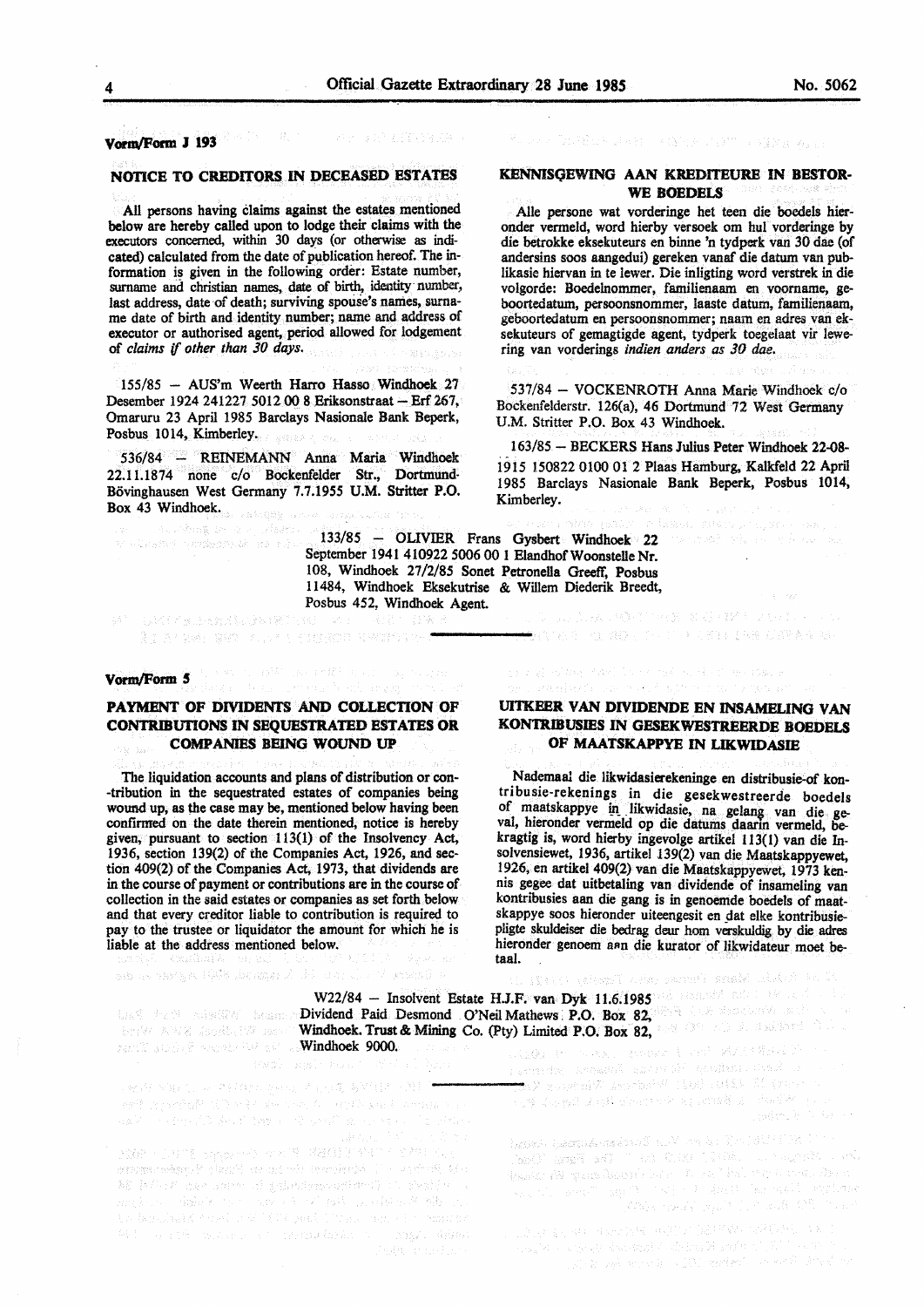**Vorm/Form J 193**

## NOTICE TO CREDITORS IN DECEASED ESTATES

All persons having claims against the estates mentioned below are hereby called upon to lodge their claims with the executors concerned, within 30 days (or otherwise as indicated) calculated from the date of publication hereof. The information is given in the following order: Estate number, surname and christian names, date of birth, identity number, last address, date of death; surviving spouse's names, surname date of birth and identity number; name and address of executor or authorised agent, period allowed for lodgement of *claims if other than 30 days.*

## KENNISGEWING AAN KREDITEURE IN BESTORWE BOEDELS

Alle persone wat vorderinge het teen die boedels hieronder vermeld, word hierby versoek om hul vorderinge by die betrokke eksekuteurs en binne 'n tydperk van 30 dae (of andersins soos aangedui) gereken vanaf die datum van publikasie hiervan in te lewer. Die inligting word verstrek in die volgorde: Boedelnommer, familienaam en voorname, geboortedatum, persoonsnommer, laaste datum, familienaam, geboortedatum en persoonsnommer; naam en adres van eksekuteurs of gemagtigde agent, tydperk toegelaat vir lewering van vorderings *indien anders as 30 dae.*

155/85 — AUS'm Weerth Harro Hasso Windhoek 27 Desember 1924 241227 5012 00 8 Eriksonstraat — Erf 267, Omaruru 23 April 1985 Barclays Nasionale Bank Beperk, Posbus 1014, Kimberley.

536/84 — REINEMANN Anna Maria Windhoek 22.11.1874 none c/o Bockenfelder Str., Dortmund-Bövinghausen West Germany 7.7.1955 U.M. Stritter P.O. Box 43 Windhoek.

537/84 — VOCKENROTH Anna Marie Windhoek c/o Bockenfelderstr. 126(a), 46 Dortmund 72 West Germany U.M. Stritter P.O. Box 43 Windhoek.

163/85 — BECKERS Hans Julius Peter Windhoek 22-08-1915 150822 0100 01 2 Plaas Hamburg, Kalkfeld 22 April 1985 Barclays Nasionale Bank Beperk, Posbus 1014, Kimberley.

133/85 — OLIVIER Frans Gysbert Windhoek 22 September 1941 410922 5006 00 1 Elandhof Woonstelle Nr. 108, Windhoek 27/2/85 Sonet Petronella Greeff, Posbus 11484, Windhoek Eksekutrise & Willem Diederik Breedt, Posbus 452, Windhoek Agent.

---

**Vorm/Form 5**

## PAYMENT OF DIVIDENTS AND COLLECTION OF CONTRIBUTIONS IN SEQUESTRATED ESTATES OR COMPANIES BEING WOUND UP

The liquidation accounts and plans of distribution or contribution in the sequestrated estates of companies being wound up, as the case may be, mentioned below having been confirmed on the date therein mentioned, notice is hereby given, pursuant to section 113(1) of the Insolvency Act, 1936, section 139(2) of the Companies Act, 1926, and section 409(2) of the Companies Act, 1973, that dividends are in the course of payment or contributions are in the course of collection in the said estates or companies as set forth below and that every creditor liable to contribution is required to pay to the trustee or liquidator the amount for which he is liable at the address mentioned below.

## UITKEER VAN DIVIDENDE EN INSAMELING VAN KONTRIBUSIES IN GESEKWESTREERDE BOEDELS OF MAATSKAPPYE IN LIKWIDASIE

Nademaal die likwidasierekeninge en distribusie-of kontribusie-rekenings in die gesekwestreerde boedels of maatskappye in likwidasie, na gelang van die geval, hieronder vermeld op die datums daarin vermeld, bekragtig is, word hierby ingevolge artikel 113(1) van die Insolvensiewet, 1936, artikel 139(2) van die Maatskappyewet, 1926, en artikel 409(2) van die Maatskappyewet, 1973 kennis gegee dat uitbetaling van dividende of insameling van kontribusies aan die gang is in genoemde boedels of maatskappye soos hieronder uiteengesit en dat elke kontribusiepligte skuldeiser die bedrag deur hom verskuldig by die adres hieronder genoem aan die kurator of likwidateur moet betaal.

W22/84 — Insolvent Estate H.J.F. van Dyk 11.6.1985 Dividend Paid Desmond O'Neil Mathews P.O. Box 82, Windhoek. Trust & Mining Co. (Pty) Limited P.O. Box 82, Windhoek 9000.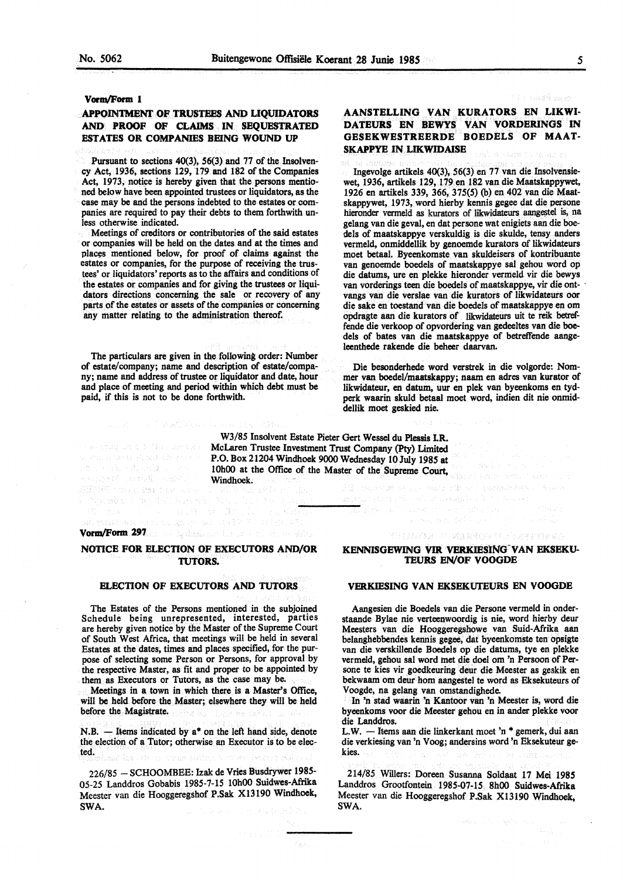**Vorm/Form 1**

## APPOINTMENT OF TRUSTEES AND LIQUIDATORS AND PROOF OF CLAIMS IN SEQUESTRATED ESTATES OR COMPANIES BEING WOUND UP

Pursuant to sections 40(3), 56(3) and 77 of the Insolvency Act, 1936, sections 129, 179 and 182 of the Companies Act, 1973, notice is hereby given that the persons mentioned below have been appointed trustees or liquidators, as the case may be and the persons indebted to the estates or companies are required to pay their debts to them forthwith unless otherwise indicated.

Meetings of creditors or contributories of the said estates or companies will be held on the dates and at the times and places mentioned below, for proof of claims against the estates or companies, for the purpose of receiving the trustees' or liquidators' reports as to the affairs and conditions of the estates or companies and for giving the trustees or liquidators directions concerning the sale or recovery of any parts of the estates or assets of the companies or concerning any matter relating to the administration thereof.

The particulars are given in the following order: Number of estate/company; name and description of estate/company; name and address of trustee or liquidator and date, hour and place of meeting and period within which debt must be paid, if this is not to be done forthwith.

## AANSTELLING VAN KURATORS EN LIKWIDATEURS EN BEWYS VAN VORDERINGS IN GESEKWESTREERDE BOEDELS OF MAATSKAPPYE IN LIKWIDAISE

Ingevolge artikels 40(3), 56(3) en 77 van die Insolvensiewet, 1936, artikels 129, 179 en 182 van die Maatskappywet, 1926 en artikels 339, 366, 375(5) (b) en 402 van die Maatskappywet, 1973, word hierby kennis gegee dat die persone hieronder vermeld as kurators of likwidateurs aangestel is, na gelang van die geval, en dat persone wat enigiets aan die boedels of maatskappye verskuldig is die skulde, tensy anders vermeld, onmiddellik by genoemde kurators of likwidateurs moet betaal. Byeenkomste van skuldeisers of kontribuante van genoemde boedels of maatskappye sal gehou word op die datums, ure en plekke hieronder vermeld vir die bewys van vorderings teen die boedels of maatskappye, vir die ontvangs van die verslae van die kurators of likwidateurs oor die sake en toestand van die boedels of maatskappye en om opdragte aan die kurators of likwidateurs uit te reik betreffende die verkoop of opvordering van gedeeltes van die boedels of bates van die maatskappye of betreffende aangeleenthede rakende die beheer daarvan.

Die besonderhede word verstrek in die volgorde: Nommer van boedel/maatskappy; naam en adres van kurator of likwidateur, en datum, uur en plek van byeenkoms en tydperk waarin skuld betaal moet word, indien dit nie onmiddellik moet geskied nie.

W3/85 Insolvent Estate Pieter Gert Wessel du Plessis I.R. McLaren Trustee Investment Trust Company (Pty) Limited P.O. Box 21204 Windhoek 9000 Wednesday 10 July 1985 at 10h00 at the Office of the Master of the Supreme Court, Windhoek.

---

**Vorm/Form 297**

## NOTICE FOR ELECTION OF EXECUTORS AND/OR TUTORS.

### ELECTION OF EXECUTORS AND TUTORS

The Estates of the Persons mentioned in the subjoined Schedule being unrepresented, interested, parties are hereby given notice by the Master of the Supreme Court of South West Africa, that meetings will be held in several Estates at the dates, times and places specified, for the purpose of selecting some Person or Persons, for approval by the respective Master, as fit and proper to be appointed by them as Executors or Tutors, as the case may be.

Meetings in a town in which there is a Master's Office, will be held before the Master; elsewhere they will be held before the Magistrate.

N.B. — Items indicated by a* on the left hand side, denote the election of a Tutor; otherwise an Executor is to be elected.

226/85 — SCHOOMBEE: Izak de Vries Busdrywer 1985-05-25 Landdros Gobabis 1985-7-15 10h00 Suidwes-Afrika Meester van die Hooggeregshof P.Sak X13190 Windhoek, SWA.

## KENNISGEWING VIR VERKIESING VAN EKSEKUTEURS EN/OF VOOGDE

### VERKIESING VAN EKSEKUTEURS EN VOOGDE

Aangesien die Boedels van die Persone vermeld in onderstaande Bylae nie verteenwoordig is nie, word hierby deur Meesters van die Hooggeregshowe van Suid-Afrika aan belanghebbendes kennis gegee, dat byeenkomste ten opsigte van die verskillende Boedels op die datums, tye en plekke vermeld, gehou sal word met die doel om 'n Persoon of Persone te kies vir goedkeuring deur die Meester as geskik en bekwaam om deur hom aangestel te word as Eksekuteurs of Voogde, na gelang van omstandighede.

In 'n stad waarin 'n Kantoor van 'n Meester is, word die byeenkoms voor die Meester gehou en in ander plekke voor die Landdros.

L.W. — Items aan die linkerkant moet 'n * gemerk, dui aan die verkiesing van 'n Voog; andersins word 'n Eksekuteur gekies.

214/85 Willers: Doreen Susanna Soldaat 17 Mei 1985 Landdros Grootfontein 1985-07-15 8h00 Suidwes-Afrika Meester van die Hooggeregshof P.Sak X13190 Windhoek, SWA.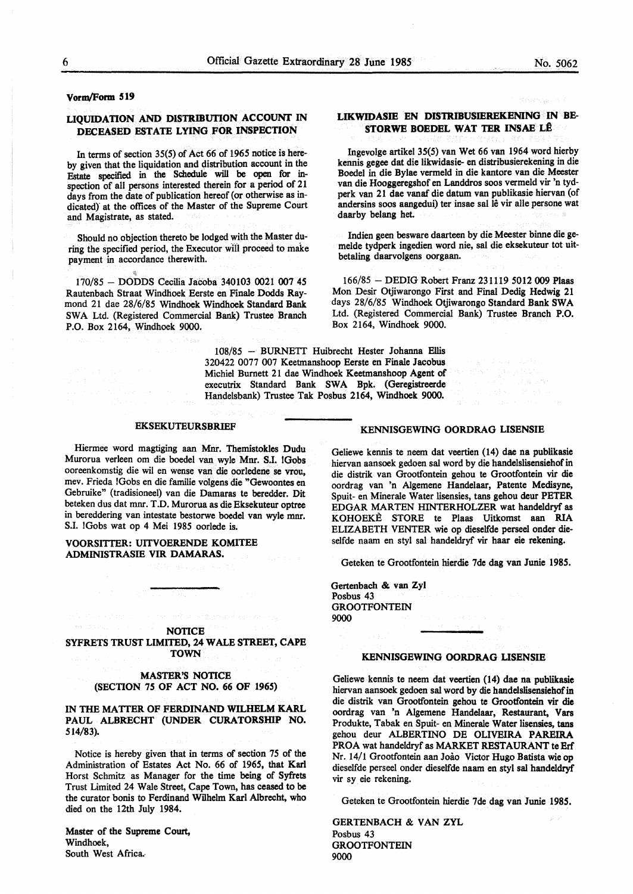**Vorm/Form 519**

### LIQUIDATION AND DISTRIBUTION ACCOUNT IN DECEASED ESTATE LYING FOR INSPECTION

In terms of section 35(5) of Act 66 of 1965 notice is hereby given that the liquidation and distribution account in the Estate specified in the Schedule will be open for inspection of all persons interested therein for a period of 21 days from the date of publication hereof (or otherwise as indicated) at the offices of the Master of the Supreme Court and Magistrate, as stated.

Should no objection thereto be lodged with the Master during the specified period, the Executor will proceed to make payment in accordance therewith.

170/85 — DODDS Cecilia Jacoba 340103 0021 007 45 Rautenbach Straat Windhoek Eerste en Finale Dodds Raymond 21 dae 28/6/85 Windhoek Windhoek Standard Bank SWA Ltd. (Registered Commercial Bank) Trustee Branch P.O. Box 2164, Windhoek 9000.

### LIKWIDASIE EN DISTRIBUSIEREKENING IN BESTORWE BOEDEL WAT TER INSAE LÊ

Ingevolge artikel 35(5) van Wet 66 van 1964 word hierby kennis gegee dat die likwidasie- en distribusierekening in die Boedel in die Bylae vermeld in die kantore van die Meester van die Hooggeregshof en Landdros soos vermeld vir 'n tydperk van 21 dae vanaf die datum van publikasie hiervan (of andersins soos aangedui) ter insae sal lê vir alle persone wat daarby belang het.

Indien geen besware daarteen by die Meester binne die gemelde tydperk ingedien word nie, sal die eksekuteur tot uitbetaling daarvolgens oorgaan.

166/85 — DEDIG Robert Franz 231119 5012 009 Plaas Mon Desir Otjiwarongo First and Final Dedig Hedwig 21 days 28/6/85 Windhoek Otjiwarongo Standard Bank SWA Ltd. (Registered Commercial Bank) Trustee Branch P.O. Box 2164, Windhoek 9000.

108/85 — BURNETT Huibrecht Hester Johanna Ellis 320422 0077 007 Keetmanshoop Eerste en Finale Jacobus Michiel Burnett 21 dae Windhoek Keetmanshoop Agent of executrix Standard Bank SWA Bpk. (Geregistreerde Handelsbank) Trustee Tak Posbus 2164, Windhoek 9000.

### EKSEKUTEURSBRIEF

Hiermee word magtiging aan Mnr. Themistokles Dudu Murorua verleen om die boedel van wyle Mnr. S.I. !Gobs ooreenkomstig die wil en wense van die oorledene se vrou, mev. Frieda !Gobs en die familie volgens die "Gewoontes en Gebruike" (tradisioneel) van die Damaras te beredder. Dit beteken dus dat mnr. T.D. Murorua as die Eksekuteur optree in beреddering van intestate bestorwe boedel van wyle mnr. S.I. !Gobs wat op 4 Mei 1985 oorlede is.

**VOORSITTER: UITVOERENDE KOMITEE ADMINISTRASIE VIR DAMARAS.**

### NOTICE
### SYFRETS TRUST LIMITED, 24 WALE STREET, CAPE TOWN

### MASTER'S NOTICE
### (SECTION 75 OF ACT NO. 66 OF 1965)

### IN THE MATTER OF FERDINAND WILHELM KARL PAUL ALBRECHT (UNDER CURATORSHIP NO. 514/83).

Notice is hereby given that in terms of section 75 of the Administration of Estates Act No. 66 of 1965, that Karl Horst Schmitz as Manager for the time being of Syfrets Trust Limited 24 Wale Street, Cape Town, has ceased to be the curator bonis to Ferdinand Wilhelm Karl Albrecht, who died on the 12th July 1984.

Master of the Supreme Court,
Windhoek,
South West Africa.

### KENNISGEWING OORDRAG LISENSIE

Geliewe kennis te neem dat veertien (14) dae na publikasie hiervan aansoek gedoen sal word by die handelslisensiehof in die distrik van Grootfontein gehou te Grootfontein vir die oordrag van 'n Algemene Handelaar, Patente Medisyne, Spuit- en Minerale Water lisensies, tans gehou deur PETER EDGAR MARTEN HINTERHOLZER wat handeldryf as KOHOEKÈ STORE te Plaas Uitkomst aan RIA ELIZABETH VENTER wie op dieselfde perseel onder dieselfde naam en styl sal handeldryf vir haar eie rekening.

Geteken te Grootfontein hierdie 7de dag van Junie 1985.

Gertenbach & van Zyl
Posbus 43
GROOTFONTEIN
9000

### KENNISGEWING OORDRAG LISENSIE

Geliewe kennis te neem dat veertien (14) dae na publikasie hiervan aansoek gedoen sal word by die handelslisensiehof in die distrik van Grootfontein gehou te Grootfontein vir die oordrag van 'n Algemene Handelaar, Restaurant, Vars Produkte, Tabak en Spuit- en Minerale Water lisensies, tans gehou deur ALBERTINO DE OLIVEIRA PAREIRA PROA wat handeldryf as MARKET RESTAURANT te Erf Nr. 14/1 Grootfontein aan Joào Victor Hugo Batista wie op dieselfde perseel onder dieselfde naam en styl sal handeldryf vir sy eie rekening.

Geteken te Grootfontein hierdie 7de dag van Junie 1985.

GERTENBACH & VAN ZYL
Posbus 43
GROOTFONTEIN
9000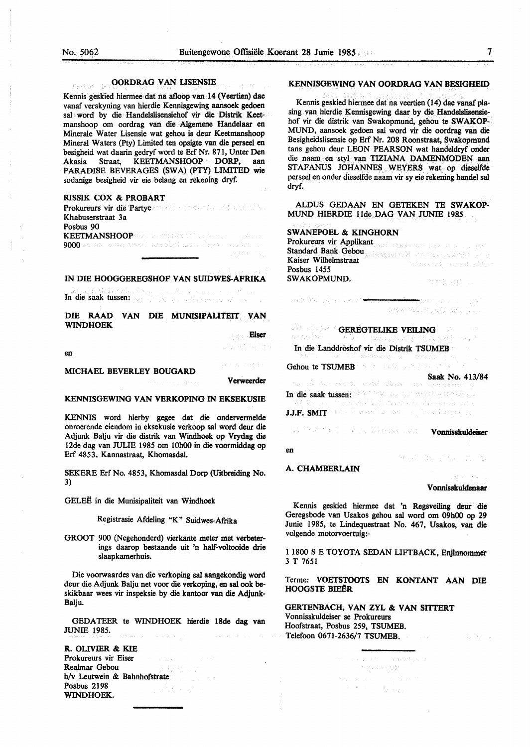## OORDRAG VAN LISENSIE

Kennis geskied hiermee dat na afloop van 14 (Veertien) dae vanaf verskyning van hierdie Kennisgewing aansoek gedoen sal word by die Handelslisensiehof vir die Distrik Keetmanshoop om oordrag van die Algemene Handelaar en Minerale Water Lisensie wat gehou is deur Keetmanshoop Mineral Waters (Pty) Limited ten opsigte van die perseel en besigheid wat daarin gedryf word te Erf Nr. 871, Unter Den Akasia Straat, KEETMANSHOOP DORP, aan PARADISE BEVERAGES (SWA) (PTY) LIMITED wie sodanige besigheid vir eie belang en rekening dryf.

RISSIK COX & PROBART
Prokureurs vir die Partye
Khabuserstraat 3a
Posbus 90
KEETMANSHOOP
9000

---

## IN DIE HOOGGEREGSHOF VAN SUIDWES-AFRIKA

In die saak tussen:

**DIE RAAD VAN DIE MUNISIPALITEIT VAN WINDHOEK**

**Eiser**

en

**MICHAEL BEVERLEY BOUGARD**

**Verweerder**

### KENNISGEWING VAN VERKOPING IN EKSEKUSIE

KENNIS word hierby gegee dat die ondervermelde onroerende eiendom in eksekusie verkoop sal word deur die Adjunk Balju vir die distrik van Windhoek op Vrydag die 12de dag van JULIE 1985 om 10h00 in die voormiddag op Erf 4853, Kannastraat, Khomasdal.

SEKERE Erf No. 4853, Khomasdal Dorp (Uitbreiding No. 3)

GELEË in die Munisipaliteit van Windhoek

Registrasie Afdeling "K" Suidwes-Afrika

GROOT 900 (Negehonderd) vierkante meter met verbeterings daarop bestaande uit 'n half-voltooide drie slaapkamerhuis.

Die voorwaardes van die verkoping sal aangekondig word deur die Adjunk Balju net voor die verkoping, en sal ook beskikbaar wees vir inspeksie by die kantoor van die Adjunk-Balju.

GEDATEER te WINDHOEK hierdie 18de dag van JUNIE 1985.

R. OLIVIER & KIE
Prokureurs vir Eiser
Realmar Gebou
h/v Leutwein & Bahnhofstrate
Posbus 2198
WINDHOEK.

---

## KENNISGEWING VAN OORDRAG VAN BESIGHEID

Kennis geskied hiermee dat na veertien (14) dae vanaf plasing van hierdie Kennisgewing daar by die Handelslisensiehof vir die distrik van Swakopmund, gehou te SWAKOPMUND, aansoek gedoen sal word vir die oordrag van die Besigheidslisensie op Erf Nr. 208 Roonstraat, Swakopmund tans gehou deur LEON PEARSON wat handeldryf onder die naam en styl van TIZIANA DAMENMODEN aan STAFANUS JOHANNES WEYERS wat op dieselfde perseel en onder dieselfde naam vir sy eie rekening handel sal dryf.

ALDUS GEDAAN EN GETEKEN TE SWAKOPMUND HIERDIE 11de DAG VAN JUNIE 1985

SWANEPOEL & KINGHORN
Prokureurs vir Applikant
Standard Bank Gebou
Kaiser Wilhelmstraat
Posbus 1455
SWAKOPMUND.

---

## GEREGTELIKE VEILING

In die Landdroshof vir die Distrik TSUMEB

Gehou te TSUMEB

**Saak No. 413/84**

In die saak tussen:

**J.J.F. SMIT**

**Vonnisskuldeiser**

en

**A. CHAMBERLAIN**

**Vonnisskuldenaar**

Kennis geskied hiermee dat 'n Regsveiling deur die Geregsbode van Usakos gehou sal word om 09h00 op 29 Junie 1985, te Lindequestraat No. 467, Usakos, van die volgende motorvoertuig:-

1 1800 S E TOYOTA SEDAN LIFTBACK, Enjinnommer 3 T 7651

Terme: **VOETSTOOTS EN KONTANT AAN DIE HOOGSTE BIEËR**

GERTENBACH, VAN ZYL & VAN SITTERT
Vonnisskuldeiser se Prokureurs
Hoofstraat, Posbus 259, TSUMEB.
Telefoon 0671-2636/7 TSUMEB.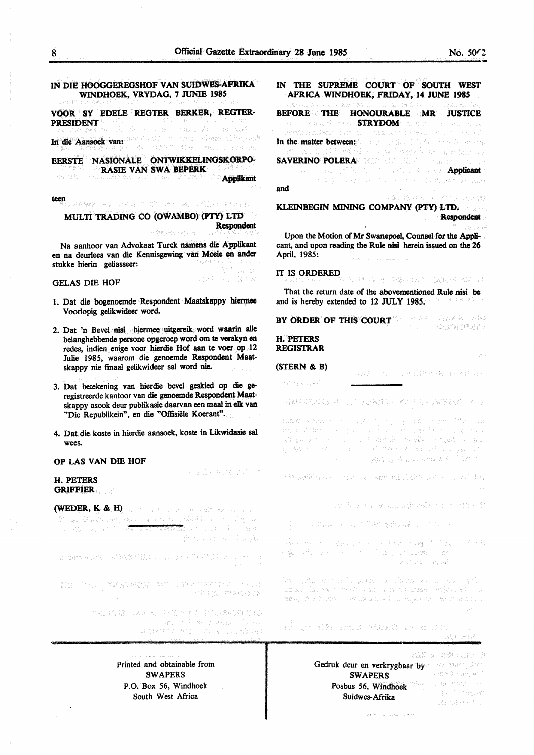**IN DIE HOOGGEREGSHOF VAN SUIDWES-AFRIKA WINDHOEK, VRYDAG, 7 JUNIE 1985**

**VOOR SY EDELE REGTER BERKER, REGTER-PRESIDENT**

**In die Aansoek van:**

**EERSTE NASIONALE ONTWIKKELINGSKORPORASIE VAN SWA BEPERK**
**Applikant**

**teen**

**MULTI TRADING CO (OWAMBO) (PTY) LTD**
**Respondent**

Na aanhoor van Advokaat Turck namens die Applikant en na deurlees van die Kennisgewing van Mosie en ander stukke hierin geliasseer:

**GELAS DIE HOF**

1. Dat die bogenoemde Respondent Maatskappy hiermee Voorlopig gelikwideer word.

2. Dat 'n Bevel nisi hiermee uitgereik word waarin alle belanghebbende persone opgeroep word om te verskyn en redes, indien enige voor hierdie Hof aan te voer op 12 Julie 1985, waarom die genoemde Respondent Maatskappy nie finaal gelikwideer sal word nie.

3. Dat betekening van hierdie bevel geskied op die geregistreerde kantoor van die genoemde Respondent Maatskappy asook deur publikasie daarvan een maal in elk van "Die Republikein", en die "Offisiële Koerant".

4. Dat die koste in hierdie aansoek, koste in Likwidasie sal wees.

**OP LAS VAN DIE HOF**

**H. PETERS**
**GRIFFIER**

**(WEDER, K & H)**

---

**IN THE SUPREME COURT OF SOUTH WEST AFRICA WINDHOEK, FRIDAY, 14 JUNE 1985**

**BEFORE THE HONOURABLE MR JUSTICE STRYDOM**

**In the matter between:**

**SAVERINO POLERA**
**Applicant**

**and**

**KLEINBEGIN MINING COMPANY (PTY) LTD.**
**Respondent**

Upon the Motion of Mr Swanepoel, Counsel for the Applicant, and upon reading the Rule nisi herein issued on the 26 April, 1985:

**IT IS ORDERED**

That the return date of the abovementioned Rule nisi be and is hereby extended to 12 JULY 1985.

**BY ORDER OF THIS COURT**

**H. PETERS**
**REGISTRAR**

**(STERN & B)**

---

Printed and obtainable from
SWAPERS
P.O. Box 56, Windhoek
South West Africa

Gedruk deur en verkrygbaar by
SWAPERS
Posbus 56, Windhoek
Suidwes-Afrika